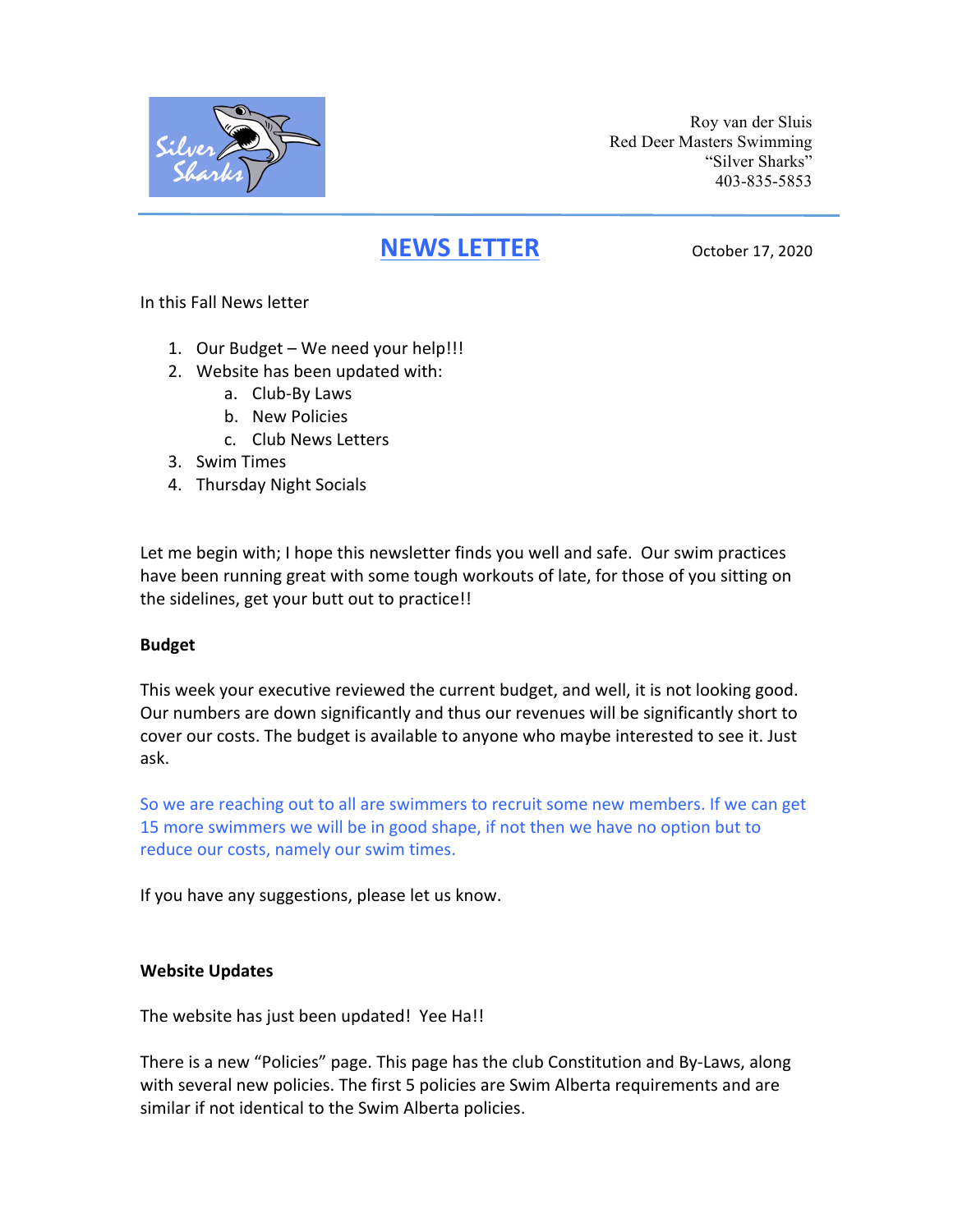Roy van der Sluis
Red Deer Masters Swimming
"Silver Sharks"
403-835-5853

# NEWS LETTER

October 17, 2020

In this Fall News letter

1. Our Budget – We need your help!!!
2. Website has been updated with:
   a. Club-By Laws
   b. New Policies
   c. Club News Letters
3. Swim Times
4. Thursday Night Socials

Let me begin with; I hope this newsletter finds you well and safe. Our swim practices have been running great with some tough workouts of late, for those of you sitting on the sidelines, get your butt out to practice!!

**Budget**

This week your executive reviewed the current budget, and well, it is not looking good. Our numbers are down significantly and thus our revenues will be significantly short to cover our costs. The budget is available to anyone who maybe interested to see it. Just ask.

So we are reaching out to all are swimmers to recruit some new members. If we can get 15 more swimmers we will be in good shape, if not then we have no option but to reduce our costs, namely our swim times.

If you have any suggestions, please let us know.

**Website Updates**

The website has just been updated! Yee Ha!!

There is a new "Policies" page. This page has the club Constitution and By-Laws, along with several new policies. The first 5 policies are Swim Alberta requirements and are similar if not identical to the Swim Alberta policies.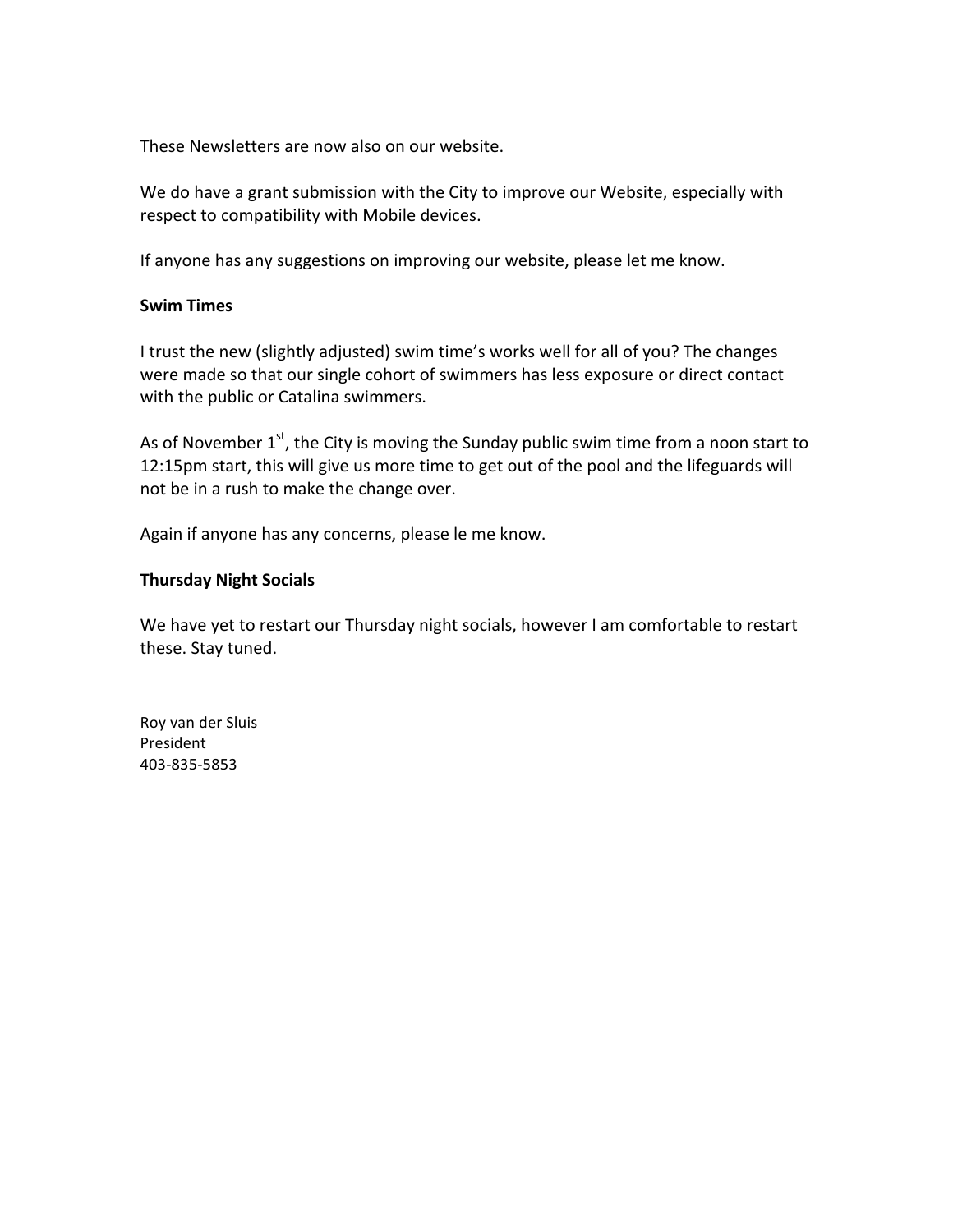These Newsletters are now also on our website.

We do have a grant submission with the City to improve our Website, especially with respect to compatibility with Mobile devices.

If anyone has any suggestions on improving our website, please let me know.

**Swim Times**

I trust the new (slightly adjusted) swim time's works well for all of you? The changes were made so that our single cohort of swimmers has less exposure or direct contact with the public or Catalina swimmers.

As of November 1st, the City is moving the Sunday public swim time from a noon start to 12:15pm start, this will give us more time to get out of the pool and the lifeguards will not be in a rush to make the change over.

Again if anyone has any concerns, please le me know.

**Thursday Night Socials**

We have yet to restart our Thursday night socials, however I am comfortable to restart these. Stay tuned.

Roy van der Sluis
President
403-835-5853